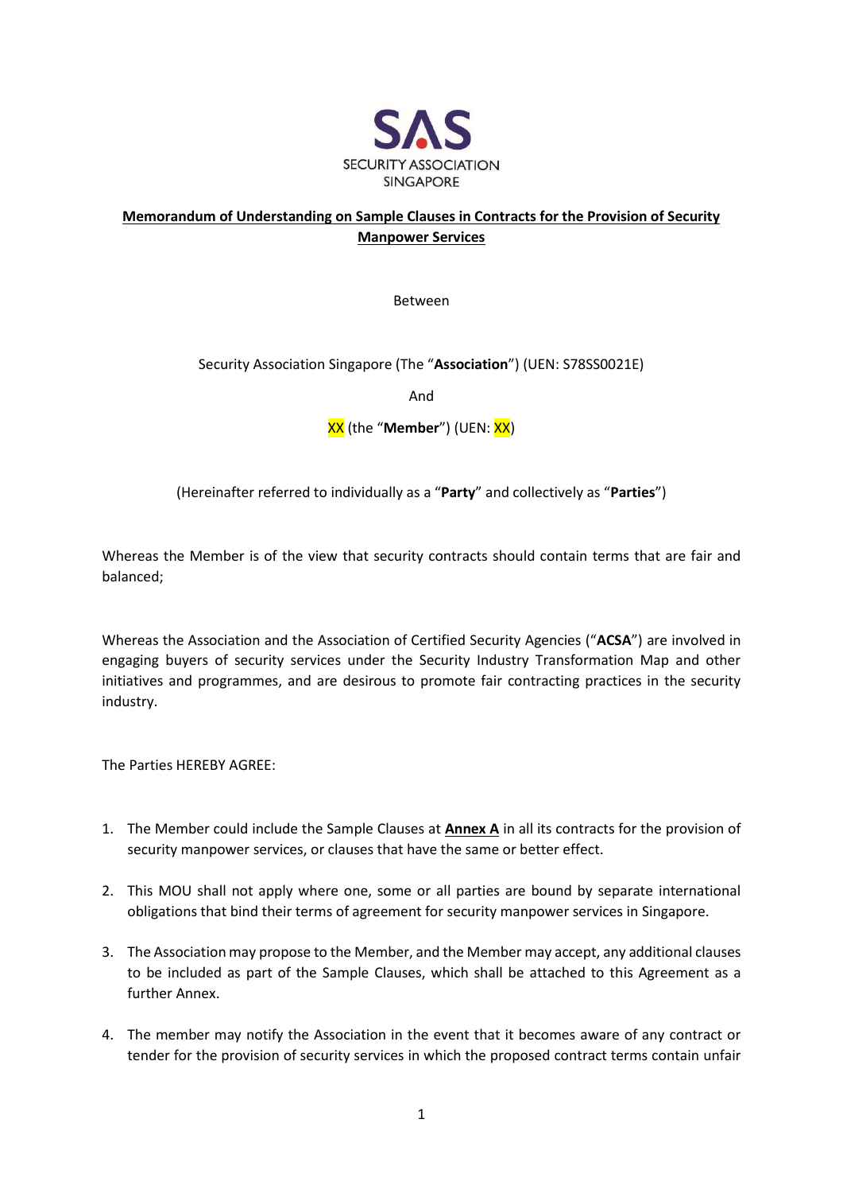SAS
SECURITY ASSOCIATION
SINGAPORE

**Memorandum of Understanding on Sample Clauses in Contracts for the Provision of Security Manpower Services**

Between

Security Association Singapore (The "**Association**") (UEN: S78SS0021E)

And

XX (the "**Member**") (UEN: XX)

(Hereinafter referred to individually as a "**Party**" and collectively as "**Parties**")

Whereas the Member is of the view that security contracts should contain terms that are fair and balanced;

Whereas the Association and the Association of Certified Security Agencies ("**ACSA**") are involved in engaging buyers of security services under the Security Industry Transformation Map and other initiatives and programmes, and are desirous to promote fair contracting practices in the security industry.

The Parties HEREBY AGREE:

1. The Member could include the Sample Clauses at **Annex A** in all its contracts for the provision of security manpower services, or clauses that have the same or better effect.

2. This MOU shall not apply where one, some or all parties are bound by separate international obligations that bind their terms of agreement for security manpower services in Singapore.

3. The Association may propose to the Member, and the Member may accept, any additional clauses to be included as part of the Sample Clauses, which shall be attached to this Agreement as a further Annex.

4. The member may notify the Association in the event that it becomes aware of any contract or tender for the provision of security services in which the proposed contract terms contain unfair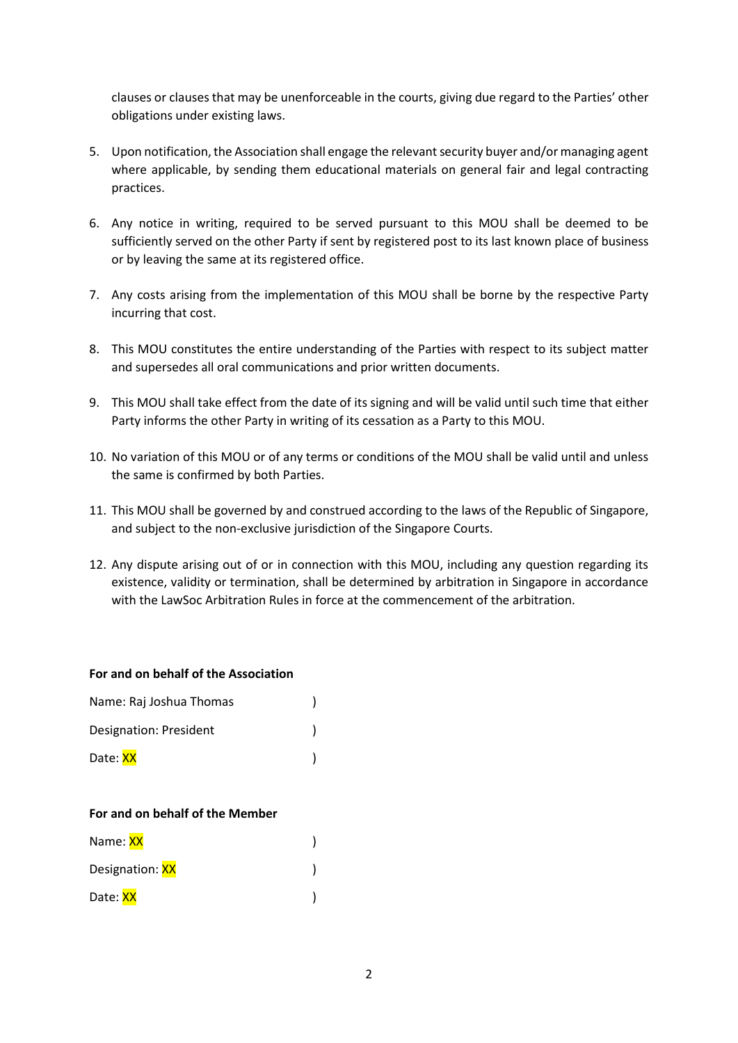clauses or clauses that may be unenforceable in the courts, giving due regard to the Parties' other obligations under existing laws.

5. Upon notification, the Association shall engage the relevant security buyer and/or managing agent where applicable, by sending them educational materials on general fair and legal contracting practices.

6. Any notice in writing, required to be served pursuant to this MOU shall be deemed to be sufficiently served on the other Party if sent by registered post to its last known place of business or by leaving the same at its registered office.

7. Any costs arising from the implementation of this MOU shall be borne by the respective Party incurring that cost.

8. This MOU constitutes the entire understanding of the Parties with respect to its subject matter and supersedes all oral communications and prior written documents.

9. This MOU shall take effect from the date of its signing and will be valid until such time that either Party informs the other Party in writing of its cessation as a Party to this MOU.

10. No variation of this MOU or of any terms or conditions of the MOU shall be valid until and unless the same is confirmed by both Parties.

11. This MOU shall be governed by and construed according to the laws of the Republic of Singapore, and subject to the non-exclusive jurisdiction of the Singapore Courts.

12. Any dispute arising out of or in connection with this MOU, including any question regarding its existence, validity or termination, shall be determined by arbitration in Singapore in accordance with the LawSoc Arbitration Rules in force at the commencement of the arbitration.

**For and on behalf of the Association**

Name: Raj Joshua Thomas )

Designation: President )

Date: XX )

**For and on behalf of the Member**

Name: XX )

Designation: XX )

Date: XX )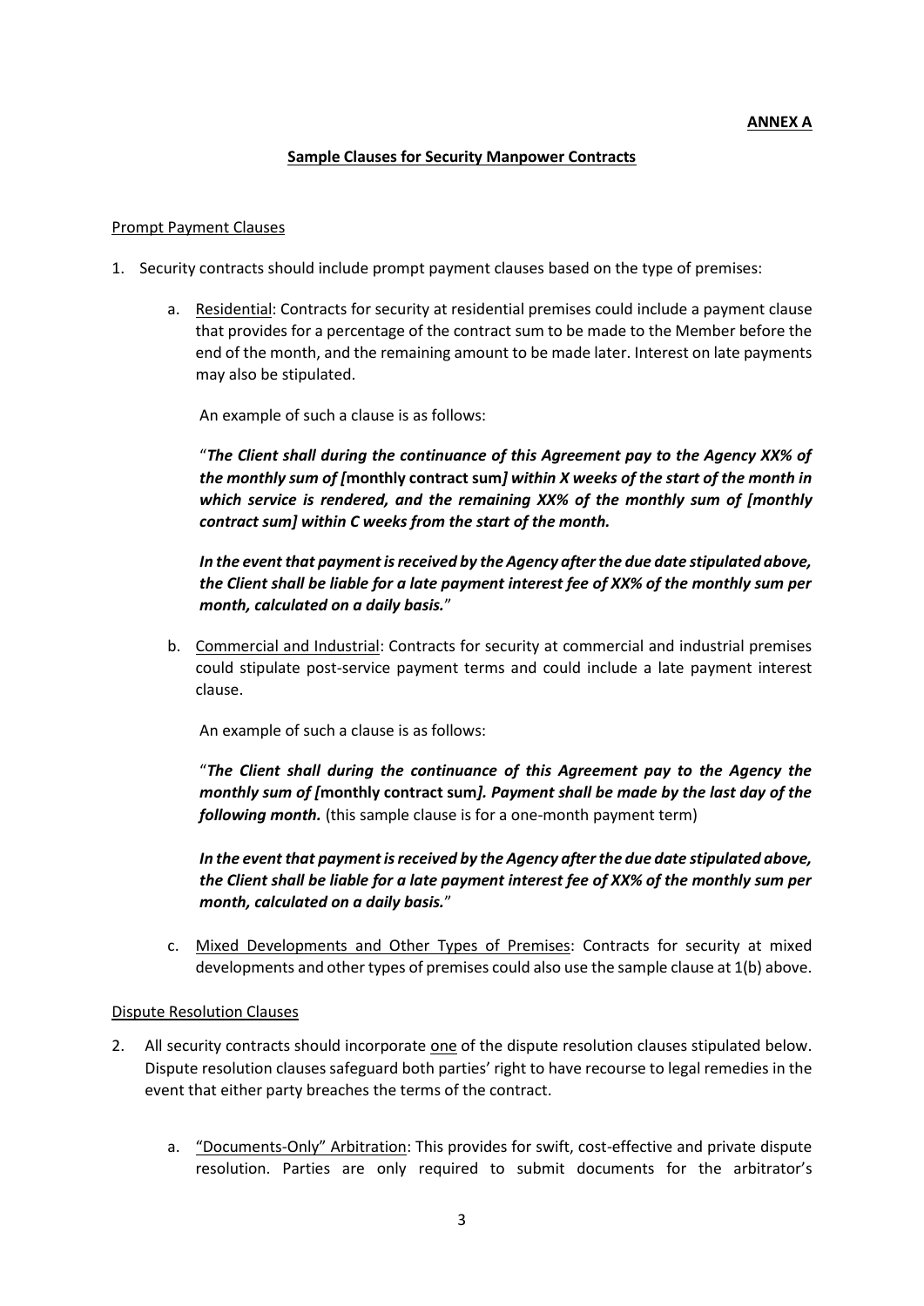**ANNEX A**

## Sample Clauses for Security Manpower Contracts

### Prompt Payment Clauses

1. Security contracts should include prompt payment clauses based on the type of premises:

   a. Residential: Contracts for security at residential premises could include a payment clause that provides for a percentage of the contract sum to be made to the Member before the end of the month, and the remaining amount to be made later. Interest on late payments may also be stipulated.

   An example of such a clause is as follows:

   "***The Client shall during the continuance of this Agreement pay to the Agency XX% of the monthly sum of [*****monthly contract sum*****] within X weeks of the start of the month in which service is rendered, and the remaining XX% of the monthly sum of [monthly contract sum] within C weeks from the start of the month.***

   ***In the event that payment is received by the Agency after the due date stipulated above, the Client shall be liable for a late payment interest fee of XX% of the monthly sum per month, calculated on a daily basis.***"

   b. Commercial and Industrial: Contracts for security at commercial and industrial premises could stipulate post-service payment terms and could include a late payment interest clause.

   An example of such a clause is as follows:

   "***The Client shall during the continuance of this Agreement pay to the Agency the monthly sum of [*****monthly contract sum*****]. Payment shall be made by the last day of the following month.*** (this sample clause is for a one-month payment term)

   ***In the event that payment is received by the Agency after the due date stipulated above, the Client shall be liable for a late payment interest fee of XX% of the monthly sum per month, calculated on a daily basis.***"

   c. Mixed Developments and Other Types of Premises: Contracts for security at mixed developments and other types of premises could also use the sample clause at 1(b) above.

### Dispute Resolution Clauses

2. All security contracts should incorporate one of the dispute resolution clauses stipulated below. Dispute resolution clauses safeguard both parties' right to have recourse to legal remedies in the event that either party breaches the terms of the contract.

   a. "Documents-Only" Arbitration: This provides for swift, cost-effective and private dispute resolution. Parties are only required to submit documents for the arbitrator's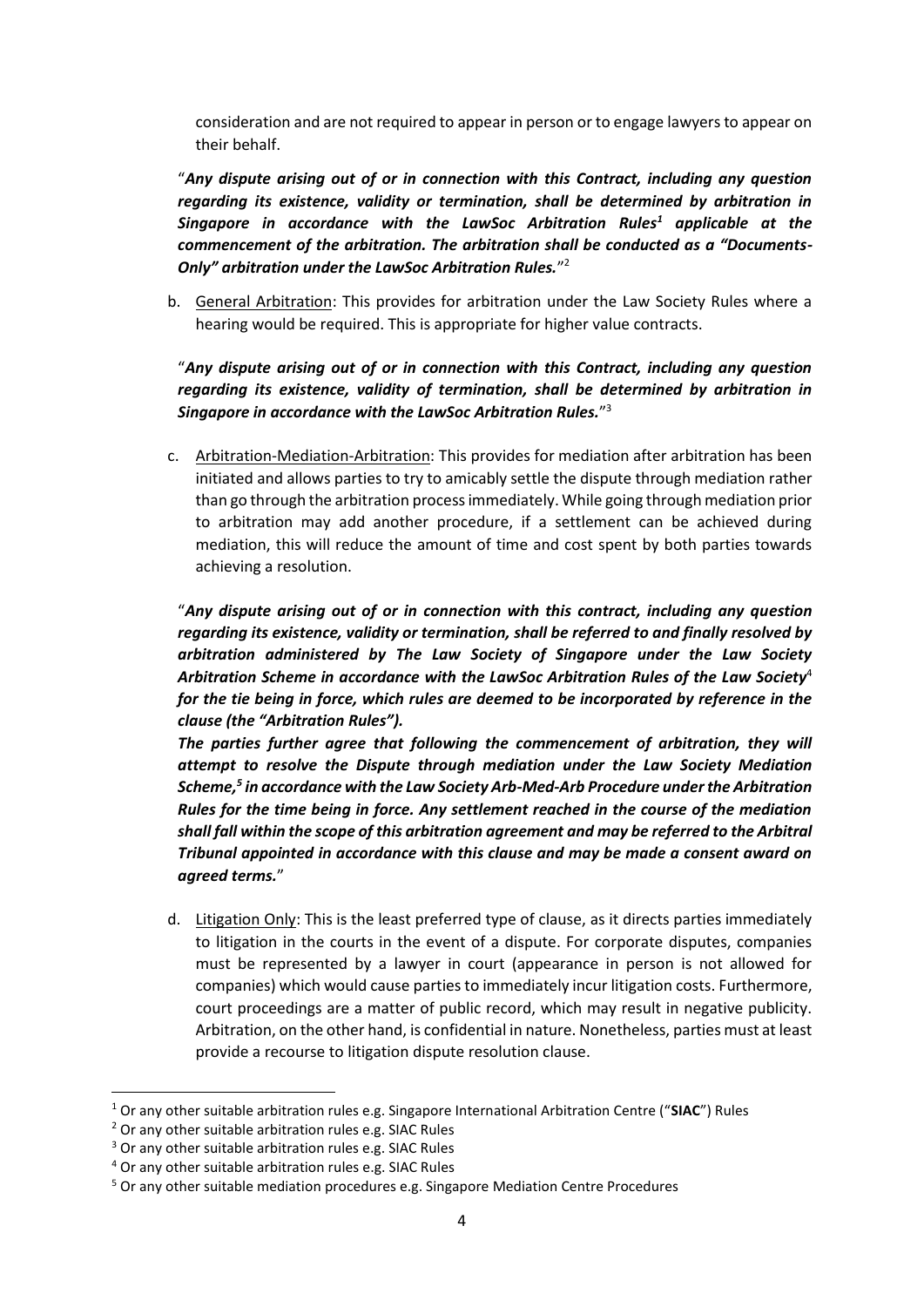consideration and are not required to appear in person or to engage lawyers to appear on their behalf.

"***Any dispute arising out of or in connection with this Contract, including any question regarding its existence, validity or termination, shall be determined by arbitration in Singapore in accordance with the LawSoc Arbitration Rules[1] applicable at the commencement of the arbitration. The arbitration shall be conducted as a "Documents-Only" arbitration under the LawSoc Arbitration Rules.***"[2]

b. General Arbitration: This provides for arbitration under the Law Society Rules where a hearing would be required. This is appropriate for higher value contracts.

"***Any dispute arising out of or in connection with this Contract, including any question regarding its existence, validity of termination, shall be determined by arbitration in Singapore in accordance with the LawSoc Arbitration Rules.***"[3]

c. Arbitration-Mediation-Arbitration: This provides for mediation after arbitration has been initiated and allows parties to try to amicably settle the dispute through mediation rather than go through the arbitration process immediately. While going through mediation prior to arbitration may add another procedure, if a settlement can be achieved during mediation, this will reduce the amount of time and cost spent by both parties towards achieving a resolution.

"***Any dispute arising out of or in connection with this contract, including any question regarding its existence, validity or termination, shall be referred to and finally resolved by arbitration administered by The Law Society of Singapore under the Law Society Arbitration Scheme in accordance with the LawSoc Arbitration Rules of the Law Society[4] for the tie being in force, which rules are deemed to be incorporated by reference in the clause (the "Arbitration Rules").***

***The parties further agree that following the commencement of arbitration, they will attempt to resolve the Dispute through mediation under the Law Society Mediation Scheme,[5] in accordance with the Law Society Arb-Med-Arb Procedure under the Arbitration Rules for the time being in force. Any settlement reached in the course of the mediation shall fall within the scope of this arbitration agreement and may be referred to the Arbitral Tribunal appointed in accordance with this clause and may be made a consent award on agreed terms.***"

d. Litigation Only: This is the least preferred type of clause, as it directs parties immediately to litigation in the courts in the event of a dispute. For corporate disputes, companies must be represented by a lawyer in court (appearance in person is not allowed for companies) which would cause parties to immediately incur litigation costs. Furthermore, court proceedings are a matter of public record, which may result in negative publicity. Arbitration, on the other hand, is confidential in nature. Nonetheless, parties must at least provide a recourse to litigation dispute resolution clause.

---

[1] Or any other suitable arbitration rules e.g. Singapore International Arbitration Centre ("**SIAC**") Rules

[2] Or any other suitable arbitration rules e.g. SIAC Rules

[3] Or any other suitable arbitration rules e.g. SIAC Rules

[4] Or any other suitable arbitration rules e.g. SIAC Rules

[5] Or any other suitable mediation procedures e.g. Singapore Mediation Centre Procedures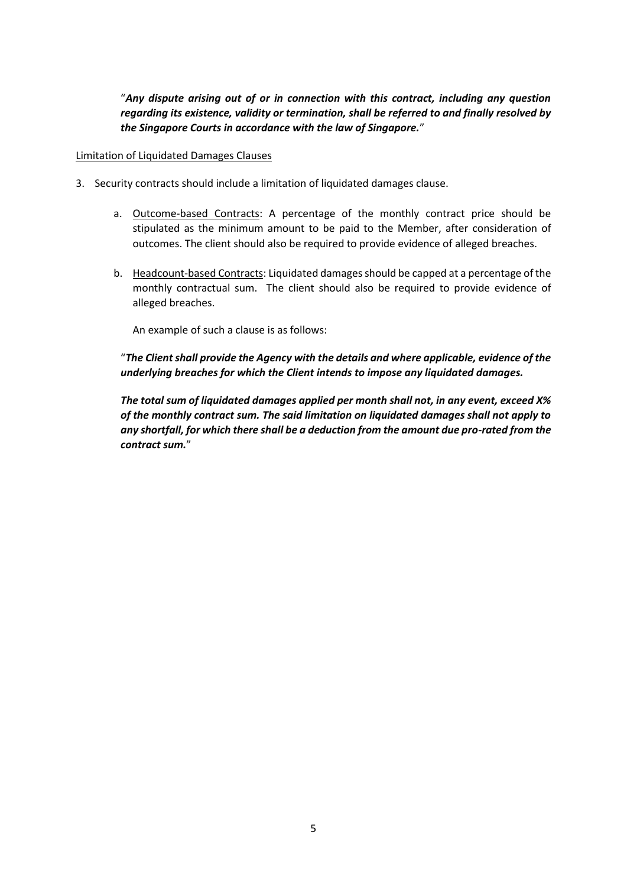"***Any dispute arising out of or in connection with this contract, including any question regarding its existence, validity or termination, shall be referred to and finally resolved by the Singapore Courts in accordance with the law of Singapore.***"

<u>Limitation of Liquidated Damages Clauses</u>

3. Security contracts should include a limitation of liquidated damages clause.

   a. <u>Outcome-based Contracts</u>: A percentage of the monthly contract price should be stipulated as the minimum amount to be paid to the Member, after consideration of outcomes. The client should also be required to provide evidence of alleged breaches.

   b. <u>Headcount-based Contracts</u>: Liquidated damages should be capped at a percentage of the monthly contractual sum. The client should also be required to provide evidence of alleged breaches.

   An example of such a clause is as follows:

   "***The Client shall provide the Agency with the details and where applicable, evidence of the underlying breaches for which the Client intends to impose any liquidated damages.***

   ***The total sum of liquidated damages applied per month shall not, in any event, exceed X% of the monthly contract sum. The said limitation on liquidated damages shall not apply to any shortfall, for which there shall be a deduction from the amount due pro-rated from the contract sum.***"